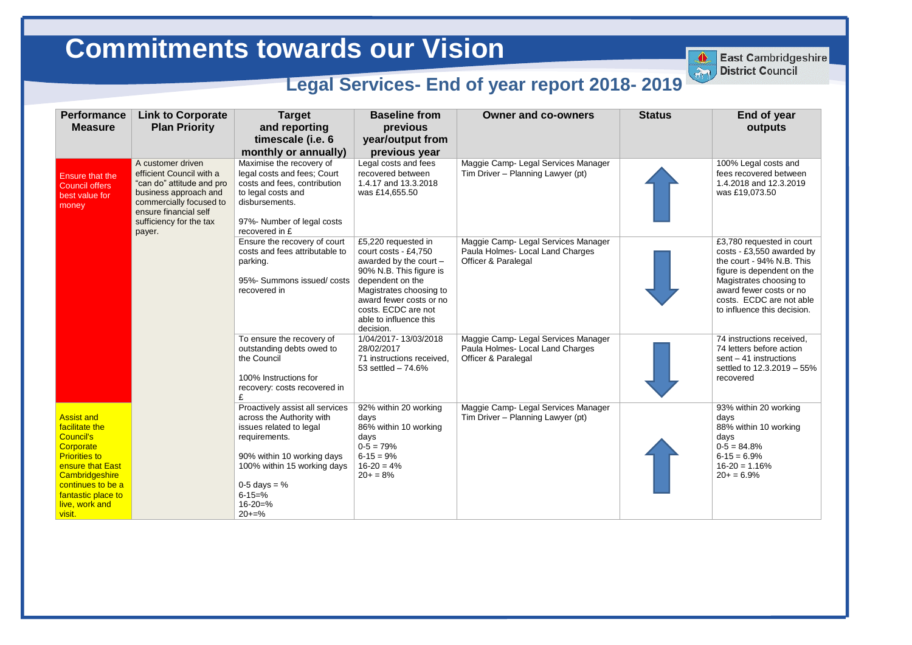# Commitments towards our Vision

East Cambridgeshire District Council

## Legal Services- End of year report 2018- 2019

| Performance Measure | Link to Corporate Plan Priority | Target and reporting timescale (i.e. 6 monthly or annually) | Baseline from previous year/output from previous year | Owner and co-owners | Status | End of year outputs |
|---|---|---|---|---|---|---|
| Ensure that the Council offers best value for money | A customer driven efficient Council with a "can do" attitude and pro business approach and commercially focused to ensure financial self sufficiency for the tax payer. | Maximise the recovery of legal costs and fees; Court costs and fees, contribution to legal costs and disbursements.<br><br>97%- Number of legal costs recovered in £ | Legal costs and fees recovered between 1.4.17 and 13.3.2018 was £14,655.50 | Maggie Camp- Legal Services Manager<br>Tim Driver – Planning Lawyer (pt) | ↑ | 100% Legal costs and fees recovered between 1.4.2018 and 12.3.2019 was £19,073.50 |
| | | Ensure the recovery of court costs and fees attributable to parking.<br><br>95%- Summons issued/ costs recovered in | £5,220 requested in court costs - £4,750 awarded by the court – 90% N.B. This figure is dependent on the Magistrates choosing to award fewer costs or no costs. ECDC are not able to influence this decision. | Maggie Camp- Legal Services Manager<br>Paula Holmes- Local Land Charges Officer & Paralegal | ↓ | £3,780 requested in court costs - £3,550 awarded by the court - 94% N.B. This figure is dependent on the Magistrates choosing to award fewer costs or no costs. ECDC are not able to influence this decision. |
| | | To ensure the recovery of outstanding debts owed to the Council<br><br>100% Instructions for recovery: costs recovered in £ | 1/04/2017- 13/03/2018<br>28/02/2017<br>71 instructions received, 53 settled – 74.6% | Maggie Camp- Legal Services Manager<br>Paula Holmes- Local Land Charges Officer & Paralegal | ↓ | 74 instructions received, 74 letters before action sent – 41 instructions settled to 12.3.2019 – 55% recovered |
| Assist and facilitate the Council's Corporate Priorities to ensure that East Cambridgeshire continues to be a fantastic place to live, work and visit. | | Proactively assist all services across the Authority with issues related to legal requirements.<br><br>90% within 10 working days<br>100% within 15 working days<br><br>0-5 days = %<br>6-15=%<br>16-20=%<br>20+=% | 92% within 20 working days<br>86% within 10 working days<br>0-5 = 79%<br>6-15 = 9%<br>16-20 = 4%<br>20+ = 8% | Maggie Camp- Legal Services Manager<br>Tim Driver – Planning Lawyer (pt) | ↑ | 93% within 20 working days<br>88% within 10 working days<br>0-5 = 84.8%<br>6-15 = 6.9%<br>16-20 = 1.16%<br>20+ = 6.9% |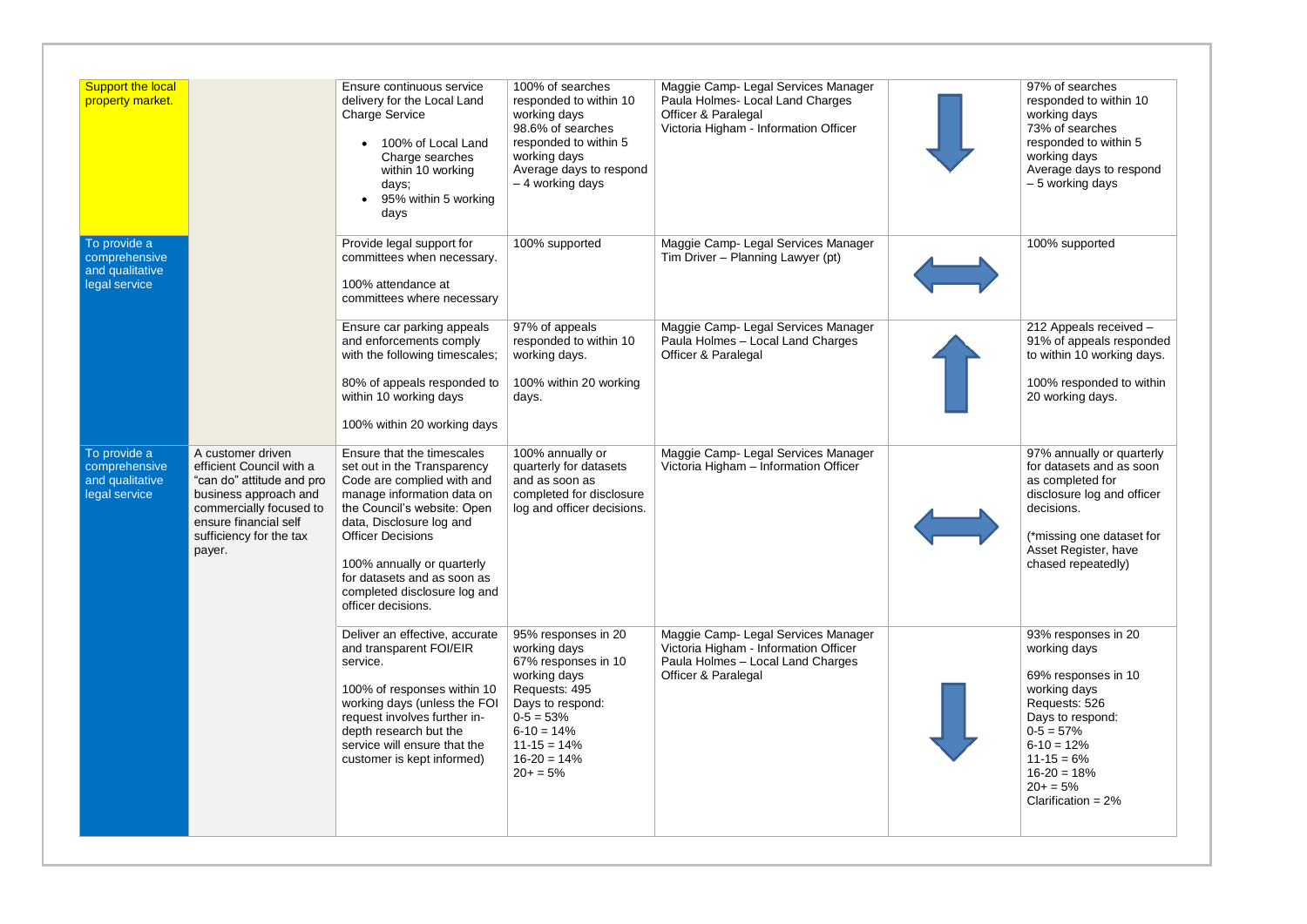| | | | | | | |
|---|---|---|---|---|---|---|
| Support the local property market. | | Ensure continuous service delivery for the Local Land Charge Service<br>• 100% of Local Land Charge searches within 10 working days;<br>• 95% within 5 working days | 100% of searches responded to within 10 working days<br>98.6% of searches responded to within 5 working days<br>Average days to respond – 4 working days | Maggie Camp- Legal Services Manager<br>Paula Holmes- Local Land Charges Officer & Paralegal<br>Victoria Higham - Information Officer | ↓ | 97% of searches responded to within 10 working days<br>73% of searches responded to within 5 working days<br>Average days to respond – 5 working days |
| To provide a comprehensive and qualitative legal service | | Provide legal support for committees when necessary.<br><br>100% attendance at committees where necessary | 100% supported | Maggie Camp- Legal Services Manager<br>Tim Driver – Planning Lawyer (pt) | ↔ | 100% supported |
| | | Ensure car parking appeals and enforcements comply with the following timescales;<br><br>80% of appeals responded to within 10 working days<br><br>100% within 20 working days | 97% of appeals responded to within 10 working days.<br><br>100% within 20 working days. | Maggie Camp- Legal Services Manager<br>Paula Holmes – Local Land Charges Officer & Paralegal | ↑ | 212 Appeals received – 91% of appeals responded to within 10 working days.<br><br>100% responded to within 20 working days. |
| To provide a comprehensive and qualitative legal service | A customer driven efficient Council with a "can do" attitude and pro business approach and commercially focused to ensure financial self sufficiency for the tax payer. | Ensure that the timescales set out in the Transparency Code are complied with and manage information data on the Council's website: Open data, Disclosure log and Officer Decisions<br><br>100% annually or quarterly for datasets and as soon as completed disclosure log and officer decisions. | 100% annually or quarterly for datasets and as soon as completed for disclosure log and officer decisions. | Maggie Camp- Legal Services Manager<br>Victoria Higham – Information Officer | ↔ | 97% annually or quarterly for datasets and as soon as completed for disclosure log and officer decisions.<br><br>(*missing one dataset for Asset Register, have chased repeatedly) |
| | | Deliver an effective, accurate and transparent FOI/EIR service.<br><br>100% of responses within 10 working days (unless the FOI request involves further in-depth research but the service will ensure that the customer is kept informed) | 95% responses in 20 working days<br>67% responses in 10 working days<br>Requests: 495<br>Days to respond:<br>0-5 = 53%<br>6-10 = 14%<br>11-15 = 14%<br>16-20 = 14%<br>20+ = 5% | Maggie Camp- Legal Services Manager<br>Victoria Higham - Information Officer<br>Paula Holmes – Local Land Charges Officer & Paralegal | ↓ | 93% responses in 20 working days<br><br>69% responses in 10 working days<br>Requests: 526<br>Days to respond:<br>0-5 = 57%<br>6-10 = 12%<br>11-15 = 6%<br>16-20 = 18%<br>20+ = 5%<br>Clarification = 2% |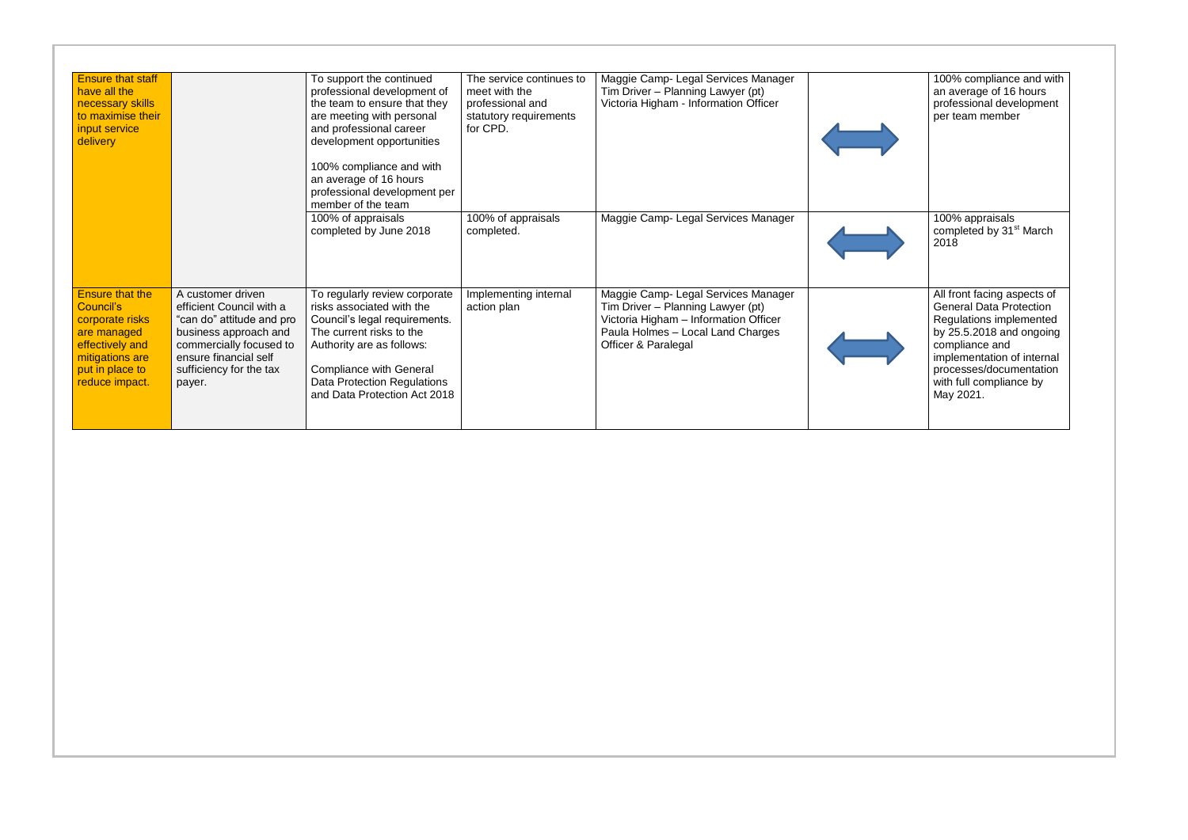| | | | | | | |
|---|---|---|---|---|---|---|
| Ensure that staff have all the necessary skills to maximise their input service delivery | | To support the continued professional development of the team to ensure that they are meeting with personal and professional career development opportunities<br><br>100% compliance and with an average of 16 hours professional development per member of the team | The service continues to meet with the professional and statutory requirements for CPD. | Maggie Camp- Legal Services Manager<br>Tim Driver – Planning Lawyer (pt)<br>Victoria Higham - Information Officer | ⟺ | 100% compliance and with an average of 16 hours professional development per team member |
| | | 100% of appraisals completed by June 2018 | 100% of appraisals completed. | Maggie Camp- Legal Services Manager | ⟺ | 100% appraisals completed by 31st March 2018 |
| Ensure that the Council's corporate risks are managed effectively and mitigations are put in place to reduce impact. | A customer driven efficient Council with a "can do" attitude and pro business approach and commercially focused to ensure financial self sufficiency for the tax payer. | To regularly review corporate risks associated with the Council's legal requirements. The current risks to the Authority are as follows:<br><br>Compliance with General Data Protection Regulations and Data Protection Act 2018 | Implementing internal action plan | Maggie Camp- Legal Services Manager<br>Tim Driver – Planning Lawyer (pt)<br>Victoria Higham – Information Officer<br>Paula Holmes – Local Land Charges Officer & Paralegal | ⟺ | All front facing aspects of General Data Protection Regulations implemented by 25.5.2018 and ongoing compliance and implementation of internal processes/documentation with full compliance by May 2021. |